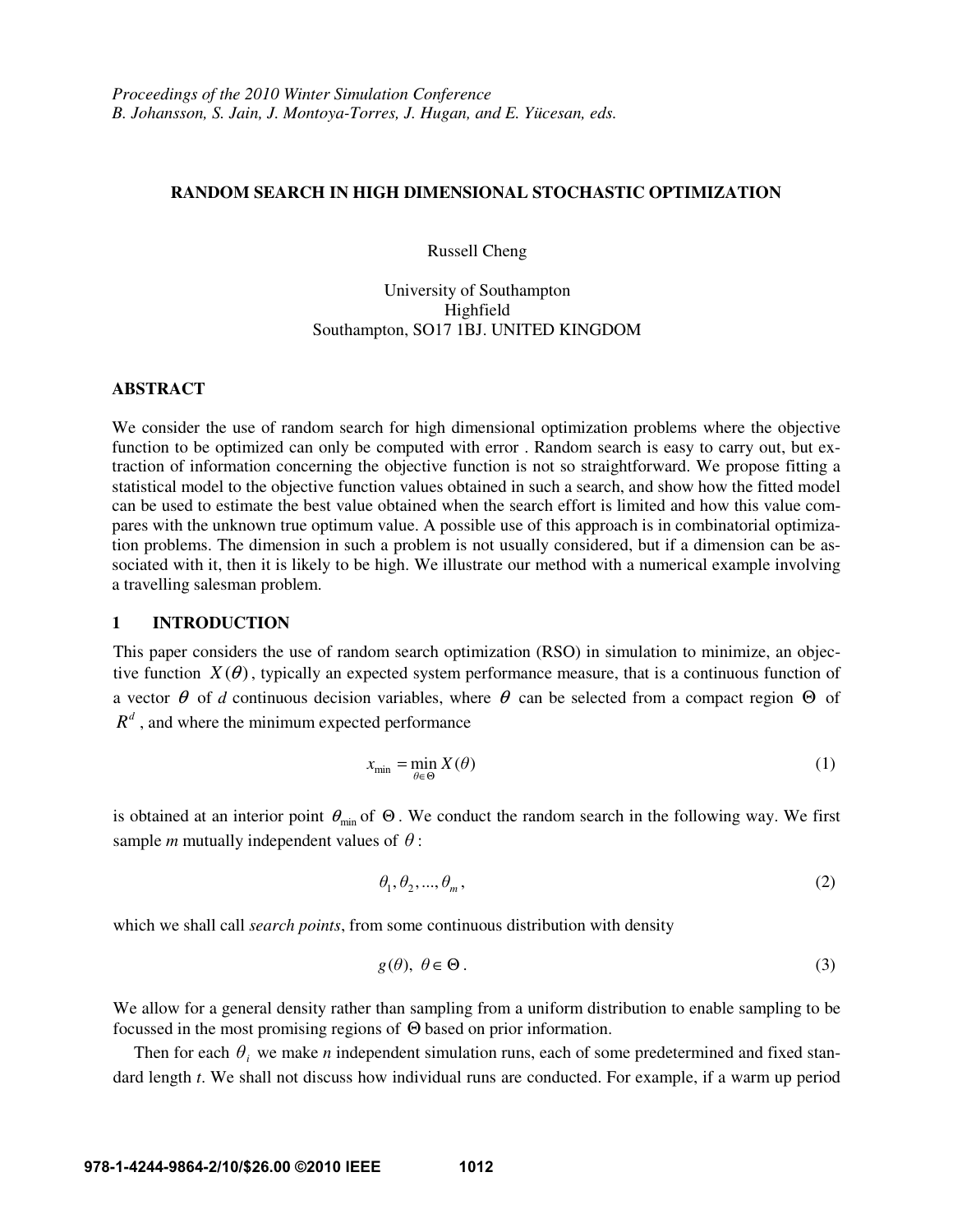*Proceedings of the 2010 Winter Simulation Conference*
*B. Johansson, S. Jain, J. Montoya-Torres, J. Hugan, and E. Yücesan, eds.*

# RANDOM SEARCH IN HIGH DIMENSIONAL STOCHASTIC OPTIMIZATION

Russell Cheng

University of Southampton
Highfield
Southampton, SO17 1BJ. UNITED KINGDOM

## ABSTRACT

We consider the use of random search for high dimensional optimization problems where the objective function to be optimized can only be computed with error . Random search is easy to carry out, but extraction of information concerning the objective function is not so straightforward. We propose fitting a statistical model to the objective function values obtained in such a search, and show how the fitted model can be used to estimate the best value obtained when the search effort is limited and how this value compares with the unknown true optimum value. A possible use of this approach is in combinatorial optimization problems. The dimension in such a problem is not usually considered, but if a dimension can be associated with it, then it is likely to be high. We illustrate our method with a numerical example involving a travelling salesman problem.

## 1 INTRODUCTION

This paper considers the use of random search optimization (RSO) in simulation to minimize, an objective function $X(\theta)$, typically an expected system performance measure, that is a continuous function of a vector $\theta$ of $d$ continuous decision variables, where $\theta$ can be selected from a compact region $\Theta$ of $R^d$, and where the minimum expected performance

$$x_{\min} = \min_{\theta \in \Theta} X(\theta) \tag{1}$$

is obtained at an interior point $\theta_{\min}$ of $\Theta$. We conduct the random search in the following way. We first sample $m$ mutually independent values of $\theta$:

$$\theta_1, \theta_2, ..., \theta_m, \tag{2}$$

which we shall call *search points*, from some continuous distribution with density

$$g(\theta),\ \theta \in \Theta. \tag{3}$$

We allow for a general density rather than sampling from a uniform distribution to enable sampling to be focussed in the most promising regions of $\Theta$ based on prior information.

Then for each $\theta_i$ we make $n$ independent simulation runs, each of some predetermined and fixed standard length $t$. We shall not discuss how individual runs are conducted. For example, if a warm up period

978-1-4244-9864-2/10/$26.00 ©2010 IEEE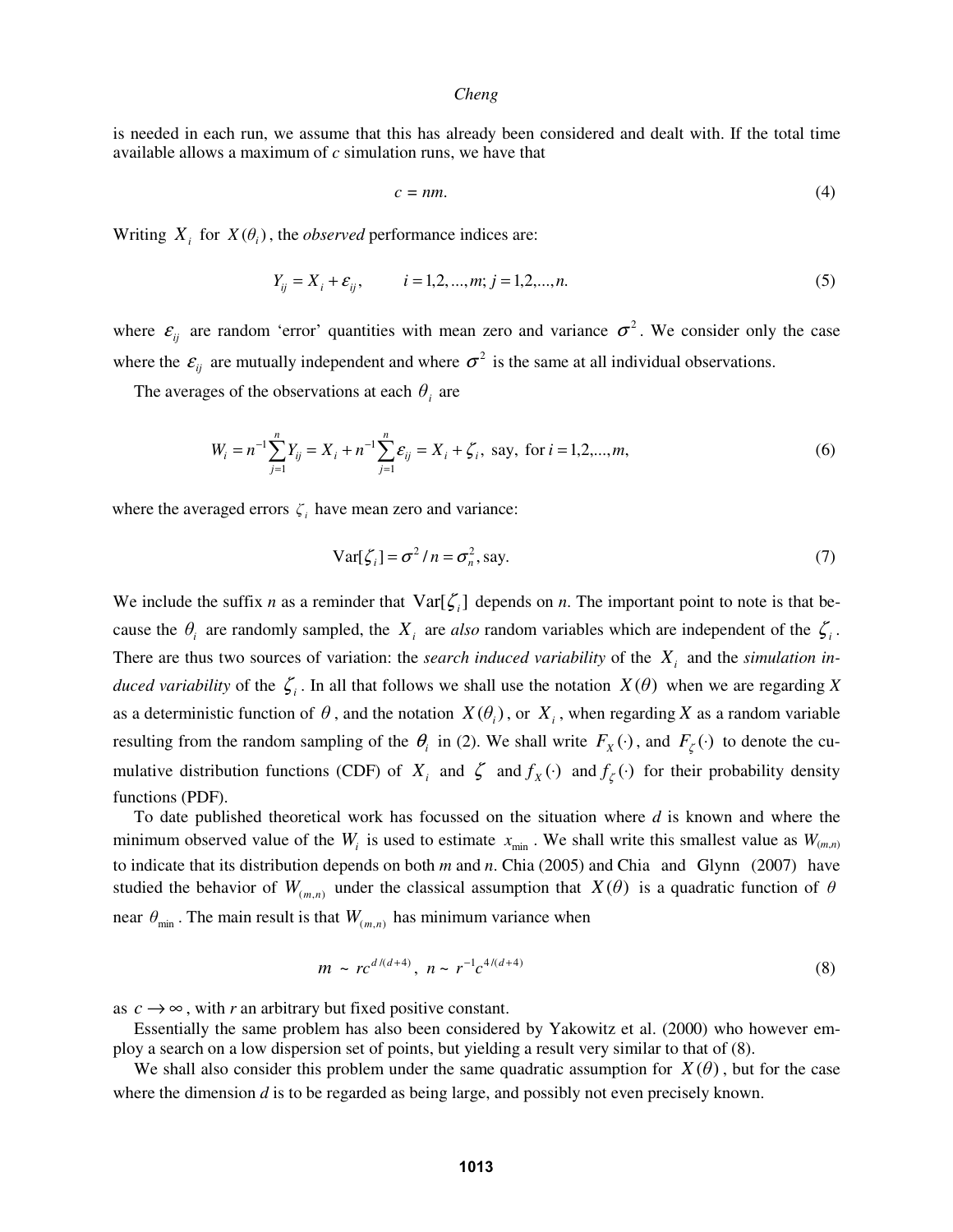is needed in each run, we assume that this has already been considered and dealt with. If the total time available allows a maximum of *c* simulation runs, we have that

$$c = nm. \tag{4}$$

Writing $X_i$ for $X(\theta_i)$, the *observed* performance indices are:

$$Y_{ij} = X_i + \varepsilon_{ij}, \qquad i = 1,2,...,m; j = 1,2,...,n. \tag{5}$$

where $\varepsilon_{ij}$ are random 'error' quantities with mean zero and variance $\sigma^2$. We consider only the case where the $\varepsilon_{ij}$ are mutually independent and where $\sigma^2$ is the same at all individual observations.

The averages of the observations at each $\theta_i$ are

$$W_i = n^{-1}\sum_{j=1}^{n} Y_{ij} = X_i + n^{-1}\sum_{j=1}^{n}\varepsilon_{ij} = X_i + \zeta_i, \text{ say, for } i = 1,2,...,m, \tag{6}$$

where the averaged errors $\zeta_i$ have mean zero and variance:

$$\text{Var}[\zeta_i] = \sigma^2 / n = \sigma_n^2, \text{say}. \tag{7}$$

We include the suffix *n* as a reminder that $\text{Var}[\zeta_i]$ depends on *n*. The important point to note is that because the $\theta_i$ are randomly sampled, the $X_i$ are *also* random variables which are independent of the $\zeta_i$. There are thus two sources of variation: the *search induced variability* of the $X_i$ and the *simulation induced variability* of the $\zeta_i$. In all that follows we shall use the notation $X(\theta)$ when we are regarding *X* as a deterministic function of $\theta$, and the notation $X(\theta_i)$, or $X_i$, when regarding *X* as a random variable resulting from the random sampling of the $\theta_i$ in (2). We shall write $F_X(\cdot)$, and $F_\zeta(\cdot)$ to denote the cumulative distribution functions (CDF) of $X_i$ and $\zeta$ and $f_X(\cdot)$ and $f_\zeta(\cdot)$ for their probability density functions (PDF).

To date published theoretical work has focussed on the situation where *d* is known and where the minimum observed value of the $W_i$ is used to estimate $x_{\min}$. We shall write this smallest value as $W_{(m,n)}$ to indicate that its distribution depends on both *m* and *n*. Chia (2005) and Chia and Glynn (2007) have studied the behavior of $W_{(m,n)}$ under the classical assumption that $X(\theta)$ is a quadratic function of $\theta$ near $\theta_{\min}$. The main result is that $W_{(m,n)}$ has minimum variance when

$$m \sim rc^{d/(d+4)}, \; n \sim r^{-1}c^{4/(d+4)} \tag{8}$$

as $c \to \infty$, with *r* an arbitrary but fixed positive constant.

Essentially the same problem has also been considered by Yakowitz et al. (2000) who however employ a search on a low dispersion set of points, but yielding a result very similar to that of (8).

We shall also consider this problem under the same quadratic assumption for $X(\theta)$, but for the case where the dimension *d* is to be regarded as being large, and possibly not even precisely known.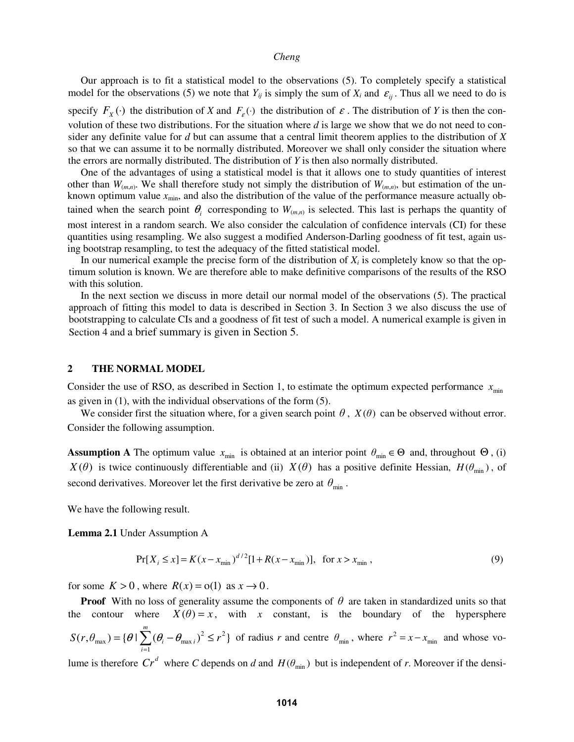Our approach is to fit a statistical model to the observations (5). To completely specify a statistical model for the observations (5) we note that $Y_{ij}$ is simply the sum of $X_i$ and $\varepsilon_{ij}$. Thus all we need to do is specify $F_X(\cdot)$ the distribution of $X$ and $F_\varepsilon(\cdot)$ the distribution of $\varepsilon$. The distribution of $Y$ is then the convolution of these two distributions. For the situation where $d$ is large we show that we do not need to consider any definite value for $d$ but can assume that a central limit theorem applies to the distribution of $X$ so that we can assume it to be normally distributed. Moreover we shall only consider the situation where the errors are normally distributed. The distribution of $Y$ is then also normally distributed.

One of the advantages of using a statistical model is that it allows one to study quantities of interest other than $W_{(m,n)}$. We shall therefore study not simply the distribution of $W_{(m,n)}$, but estimation of the unknown optimum value $x_{\min}$, and also the distribution of the value of the performance measure actually obtained when the search point $\theta_i$ corresponding to $W_{(m,n)}$ is selected. This last is perhaps the quantity of most interest in a random search. We also consider the calculation of confidence intervals (CI) for these quantities using resampling. We also suggest a modified Anderson-Darling goodness of fit test, again using bootstrap resampling, to test the adequacy of the fitted statistical model.

In our numerical example the precise form of the distribution of $X_i$ is completely know so that the optimum solution is known. We are therefore able to make definitive comparisons of the results of the RSO with this solution.

In the next section we discuss in more detail our normal model of the observations (5). The practical approach of fitting this model to data is described in Section 3. In Section 3 we also discuss the use of bootstrapping to calculate CIs and a goodness of fit test of such a model. A numerical example is given in Section 4 and a brief summary is given in Section 5.

## 2 THE NORMAL MODEL

Consider the use of RSO, as described in Section 1, to estimate the optimum expected performance $x_{\min}$ as given in (1), with the individual observations of the form (5).

We consider first the situation where, for a given search point $\theta$, $X(\theta)$ can be observed without error. Consider the following assumption.

**Assumption A** The optimum value $x_{\min}$ is obtained at an interior point $\theta_{\min} \in \Theta$ and, throughout $\Theta$, (i) $X(\theta)$ is twice continuously differentiable and (ii) $X(\theta)$ has a positive definite Hessian, $H(\theta_{\min})$, of second derivatives. Moreover let the first derivative be zero at $\theta_{\min}$.

We have the following result.

**Lemma 2.1** Under Assumption A

$$\Pr[X_i \leq x] = K(x - x_{\min})^{d/2}[1 + R(x - x_{\min})], \quad \text{for } x > x_{\min}, \tag{9}$$

for some $K > 0$, where $R(x) = \mathrm{o}(1)$ as $x \to 0$.

**Proof** With no loss of generality assume the components of $\theta$ are taken in standardized units so that the contour where $X(\theta) = x$, with $x$ constant, is the boundary of the hypersphere $S(r, \theta_{\max}) = \{\theta \mid \sum_{i=1}^{m} (\theta_i - \theta_{\max\, i})^2 \leq r^2\}$ of radius $r$ and centre $\theta_{\min}$, where $r^2 = x - x_{\min}$ and whose volume is therefore $Cr^d$ where $C$ depends on $d$ and $H(\theta_{\min})$ but is independent of $r$. Moreover if the densi-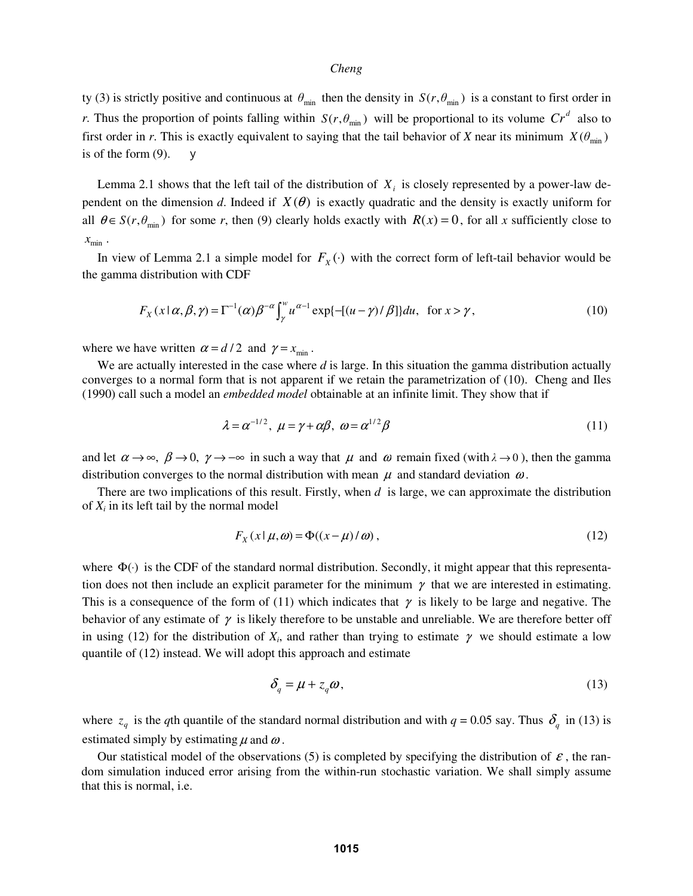ty (3) is strictly positive and continuous at $\theta_{\min}$ then the density in $S(r,\theta_{\min})$ is a constant to first order in *r*. Thus the proportion of points falling within $S(r,\theta_{\min})$ will be proportional to its volume $Cr^d$ also to first order in *r*. This is exactly equivalent to saying that the tail behavior of *X* near its minimum $X(\theta_{\min})$ is of the form (9). y

Lemma 2.1 shows that the left tail of the distribution of $X_i$ is closely represented by a power-law dependent on the dimension *d*. Indeed if $X(\theta)$ is exactly quadratic and the density is exactly uniform for all $\theta \in S(r,\theta_{\min})$ for some *r*, then (9) clearly holds exactly with $R(x)=0$, for all *x* sufficiently close to $x_{\min}$.

In view of Lemma 2.1 a simple model for $F_X(\cdot)$ with the correct form of left-tail behavior would be the gamma distribution with CDF

$$F_X(x\,|\,\alpha,\beta,\gamma)=\Gamma^{-1}(\alpha)\beta^{-\alpha}\int_{\gamma}^{w}u^{\alpha-1}\exp\{-[(u-\gamma)/\beta]\}du,\quad \text{for } x>\gamma, \tag{10}$$

where we have written $\alpha = d/2$ and $\gamma = x_{\min}$.

We are actually interested in the case where *d* is large. In this situation the gamma distribution actually converges to a normal form that is not apparent if we retain the parametrization of (10). Cheng and Iles (1990) call such a model an *embedded model* obtainable at an infinite limit. They show that if

$$\lambda=\alpha^{-1/2},\ \mu=\gamma+\alpha\beta,\ \omega=\alpha^{1/2}\beta \tag{11}$$

and let $\alpha\to\infty,\ \beta\to 0,\ \gamma\to-\infty$ in such a way that $\mu$ and $\omega$ remain fixed (with $\lambda\to 0$), then the gamma distribution converges to the normal distribution with mean $\mu$ and standard deviation $\omega$.

There are two implications of this result. Firstly, when *d* is large, we can approximate the distribution of $X_i$ in its left tail by the normal model

$$F_X(x\,|\,\mu,\omega)=\Phi((x-\mu)/\omega), \tag{12}$$

where $\Phi(\cdot)$ is the CDF of the standard normal distribution. Secondly, it might appear that this representation does not then include an explicit parameter for the minimum $\gamma$ that we are interested in estimating. This is a consequence of the form of (11) which indicates that $\gamma$ is likely to be large and negative. The behavior of any estimate of $\gamma$ is likely therefore to be unstable and unreliable. We are therefore better off in using (12) for the distribution of $X_i$, and rather than trying to estimate $\gamma$ we should estimate a low quantile of (12) instead. We will adopt this approach and estimate

$$\delta_q=\mu+z_q\omega, \tag{13}$$

where $z_q$ is the *q*th quantile of the standard normal distribution and with $q = 0.05$ say. Thus $\delta_q$ in (13) is estimated simply by estimating $\mu$ and $\omega$.

Our statistical model of the observations (5) is completed by specifying the distribution of $\varepsilon$, the random simulation induced error arising from the within-run stochastic variation. We shall simply assume that this is normal, i.e.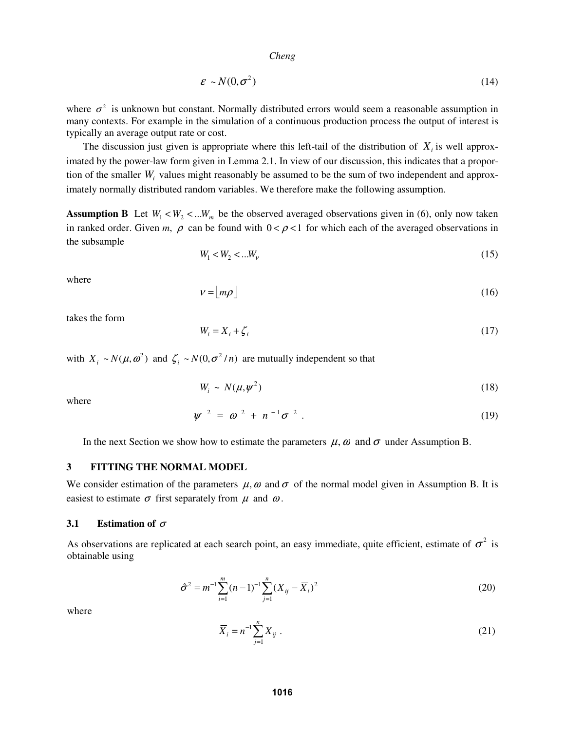$$\varepsilon \sim N(0, \sigma^2) \tag{14}$$

where $\sigma^2$ is unknown but constant. Normally distributed errors would seem a reasonable assumption in many contexts. For example in the simulation of a continuous production process the output of interest is typically an average output rate or cost.

The discussion just given is appropriate where this left-tail of the distribution of $X_i$ is well approximated by the power-law form given in Lemma 2.1. In view of our discussion, this indicates that a proportion of the smaller $W_i$ values might reasonably be assumed to be the sum of two independent and approximately normally distributed random variables. We therefore make the following assumption.

**Assumption B** Let $W_1 < W_2 < ...W_m$ be the observed averaged observations given in (6), only now taken in ranked order. Given *m*, $\rho$ can be found with $0 < \rho < 1$ for which each of the averaged observations in the subsample

$$W_1 < W_2 < ...W_\nu \tag{15}$$

where

$$\nu = \lfloor m\rho \rfloor \tag{16}$$

takes the form

$$W_i = X_i + \zeta_i \tag{17}$$

with $X_i \sim N(\mu, \omega^2)$ and $\zeta_i \sim N(0, \sigma^2 / n)$ are mutually independent so that

$$W_i \sim N(\mu, \psi^2) \tag{18}$$

where

$$\psi^2 = \omega^2 + n^{-1}\sigma^2 . \tag{19}$$

In the next Section we show how to estimate the parameters $\mu, \omega$ and $\sigma$ under Assumption B.

## 3 FITTING THE NORMAL MODEL

We consider estimation of the parameters $\mu, \omega$ and $\sigma$ of the normal model given in Assumption B. It is easiest to estimate $\sigma$ first separately from $\mu$ and $\omega$.

### 3.1 Estimation of $\sigma$

As observations are replicated at each search point, an easy immediate, quite efficient, estimate of $\sigma^2$ is obtainable using

$$\hat{\sigma}^2 = m^{-1}\sum_{i=1}^{m}(n-1)^{-1}\sum_{j=1}^{n}(X_{ij} - \overline{X}_i)^2 \tag{20}$$

where

$$\overline{X}_i = n^{-1}\sum_{j=1}^{n} X_{ij} . \tag{21}$$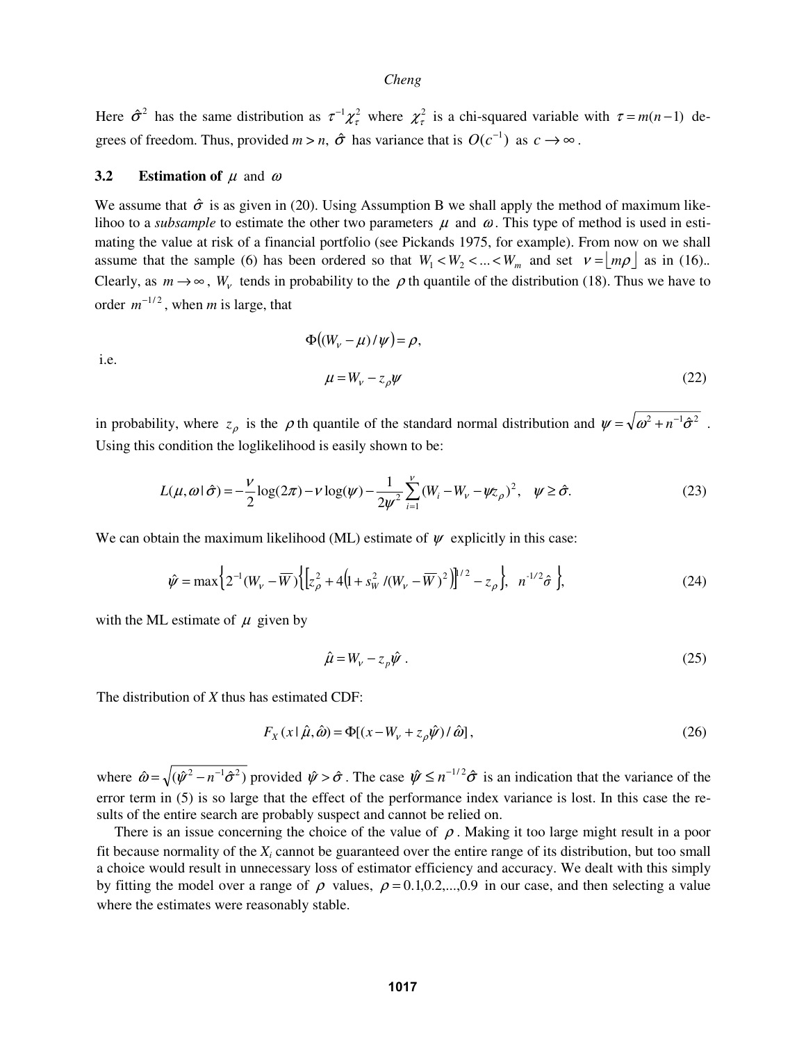Here $\hat{\sigma}^2$ has the same distribution as $\tau^{-1}\chi^2_\tau$ where $\chi^2_\tau$ is a chi-squared variable with $\tau = m(n-1)$ degrees of freedom. Thus, provided $m > n$, $\hat{\sigma}$ has variance that is $O(c^{-1})$ as $c \to \infty$.

### 3.2 Estimation of $\mu$ and $\omega$

We assume that $\hat{\sigma}$ is as given in (20). Using Assumption B we shall apply the method of maximum likelihoo to a *subsample* to estimate the other two parameters $\mu$ and $\omega$. This type of method is used in estimating the value at risk of a financial portfolio (see Pickands 1975, for example). From now on we shall assume that the sample (6) has been ordered so that $W_1 < W_2 < ... < W_m$ and set $\nu = \lfloor m\rho \rfloor$ as in (16).. Clearly, as $m \to \infty$, $W_\nu$ tends in probability to the $\rho$ th quantile of the distribution (18). Thus we have to order $m^{-1/2}$, when *m* is large, that

$$\Phi\big((W_\nu - \mu)/\psi\big) = \rho,$$

i.e.

$$\mu = W_\nu - z_\rho \psi \tag{22}$$

in probability, where $z_\rho$ is the $\rho$ th quantile of the standard normal distribution and $\psi = \sqrt{\omega^2 + n^{-1}\hat{\sigma}^2}$. Using this condition the loglikelihood is easily shown to be:

$$L(\mu, \omega \mid \hat{\sigma}) = -\frac{\nu}{2}\log(2\pi) - \nu\log(\psi) - \frac{1}{2\psi^2}\sum_{i=1}^{\nu}(W_i - W_\nu - \psi z_\rho)^2, \quad \psi \geq \hat{\sigma}. \tag{23}$$

We can obtain the maximum likelihood (ML) estimate of $\psi$ explicitly in this case:

$$\hat{\psi} = \max\left\{2^{-1}(W_\nu - \overline{W})\left\{\left[z_\rho^2 + 4\left(1 + s_W^2/(W_\nu - \overline{W})^2\right)\right]^{1/2} - z_\rho\right\},\ n^{-1/2}\hat{\sigma}\right\}, \tag{24}$$

with the ML estimate of $\mu$ given by

$$\hat{\mu} = W_\nu - z_p \hat{\psi}\ . \tag{25}$$

The distribution of *X* thus has estimated CDF:

$$F_X(x \mid \hat{\mu}, \hat{\omega}) = \Phi[(x - W_\nu + z_\rho \hat{\psi})/\hat{\omega}], \tag{26}$$

where $\hat{\omega} = \sqrt{(\hat{\psi}^2 - n^{-1}\hat{\sigma}^2)}$ provided $\hat{\psi} > \hat{\sigma}$. The case $\hat{\psi} \leq n^{-1/2}\hat{\sigma}$ is an indication that the variance of the error term in (5) is so large that the effect of the performance index variance is lost. In this case the results of the entire search are probably suspect and cannot be relied on.

There is an issue concerning the choice of the value of $\rho$. Making it too large might result in a poor fit because normality of the $X_i$ cannot be guaranteed over the entire range of its distribution, but too small a choice would result in unnecessary loss of estimator efficiency and accuracy. We dealt with this simply by fitting the model over a range of $\rho$ values, $\rho = 0.1, 0.2, ..., 0.9$ in our case, and then selecting a value where the estimates were reasonably stable.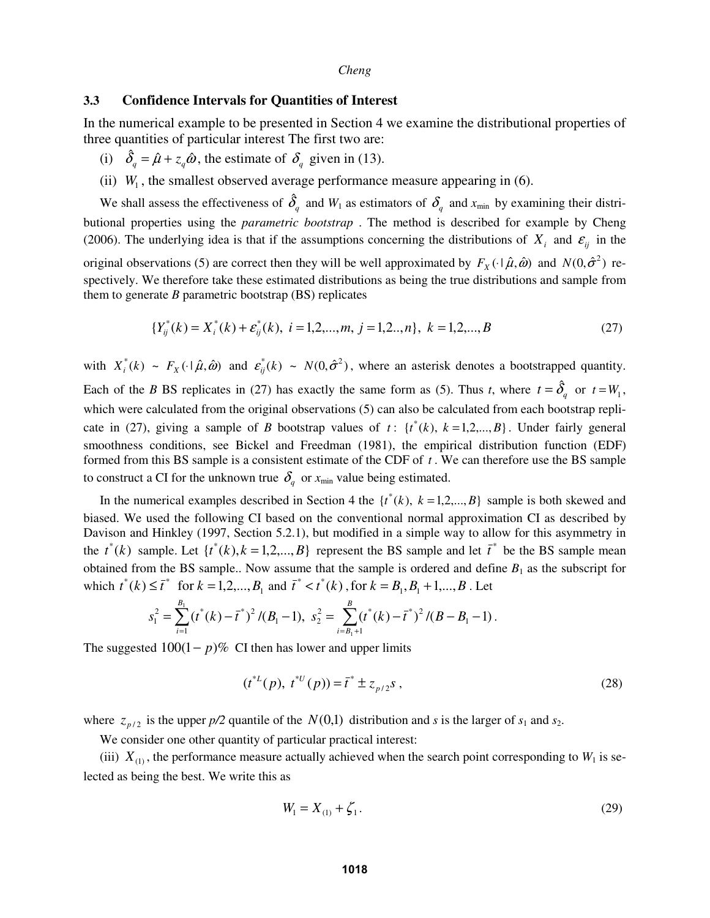### 3.3 Confidence Intervals for Quantities of Interest

In the numerical example to be presented in Section 4 we examine the distributional properties of three quantities of particular interest The first two are:

(i) $\hat{\delta}_q = \hat{\mu} + z_q \hat{\omega}$, the estimate of $\delta_q$ given in (13).

(ii) $W_1$, the smallest observed average performance measure appearing in (6).

We shall assess the effectiveness of $\hat{\delta}_q$ and $W_1$ as estimators of $\delta_q$ and $x_{\min}$ by examining their distributional properties using the *parametric bootstrap* . The method is described for example by Cheng (2006). The underlying idea is that if the assumptions concerning the distributions of $X_i$ and $\varepsilon_{ij}$ in the original observations (5) are correct then they will be well approximated by $F_X(\cdot \,|\, \hat{\mu}, \hat{\omega})$ and $N(0, \hat{\sigma}^2)$ respectively. We therefore take these estimated distributions as being the true distributions and sample from them to generate *B* parametric bootstrap (BS) replicates

$$\{Y_{ij}^*(k) = X_i^*(k) + \varepsilon_{ij}^*(k),\ i = 1,2,...,m,\ j = 1,2..,n\},\ k = 1,2,...,B \tag{27}$$

with $X_i^*(k) \sim F_X(\cdot \,|\, \hat{\mu}, \hat{\omega})$ and $\varepsilon_{ij}^*(k) \sim N(0, \hat{\sigma}^2)$, where an asterisk denotes a bootstrapped quantity. Each of the *B* BS replicates in (27) has exactly the same form as (5). Thus *t*, where $t = \hat{\delta}_q$ or $t = W_1$, which were calculated from the original observations (5) can also be calculated from each bootstrap replicate in (27), giving a sample of *B* bootstrap values of $t$: $\{t^*(k),\ k = 1,2,...,B\}$. Under fairly general smoothness conditions, see Bickel and Freedman (1981), the empirical distribution function (EDF) formed from this BS sample is a consistent estimate of the CDF of $t$. We can therefore use the BS sample to construct a CI for the unknown true $\delta_q$ or $x_{\min}$ value being estimated.

In the numerical examples described in Section 4 the $\{t^*(k),\ k = 1,2,...,B\}$ sample is both skewed and biased. We used the following CI based on the conventional normal approximation CI as described by Davison and Hinkley (1997, Section 5.2.1), but modified in a simple way to allow for this asymmetry in the $t^*(k)$ sample. Let $\{t^*(k), k = 1,2,...,B\}$ represent the BS sample and let $\bar{t}^*$ be the BS sample mean obtained from the BS sample.. Now assume that the sample is ordered and define $B_1$ as the subscript for which $t^*(k) \le \bar{t}^*$ for $k = 1,2,...,B_1$ and $\bar{t}^* < t^*(k)$, for $k = B_1, B_1+1,...,B$. Let

$$s_1^2 = \sum_{i=1}^{B_1} (t^*(k) - \bar{t}^*)^2 / (B_1 - 1),\ \ s_2^2 = \sum_{i=B_1+1}^{B} (t^*(k) - \bar{t}^*)^2 / (B - B_1 - 1).$$

The suggested $100(1-p)\%$ CI then has lower and upper limits

$$(t^{*L}(p),\ t^{*U}(p)) = \bar{t}^* \pm z_{p/2} s\ , \tag{28}$$

where $z_{p/2}$ is the upper *p/2* quantile of the $N(0,1)$ distribution and *s* is the larger of $s_1$ and $s_2$.

We consider one other quantity of particular practical interest:

(iii) $X_{(1)}$, the performance measure actually achieved when the search point corresponding to $W_1$ is selected as being the best. We write this as

$$W_1 = X_{(1)} + \zeta_1 . \tag{29}$$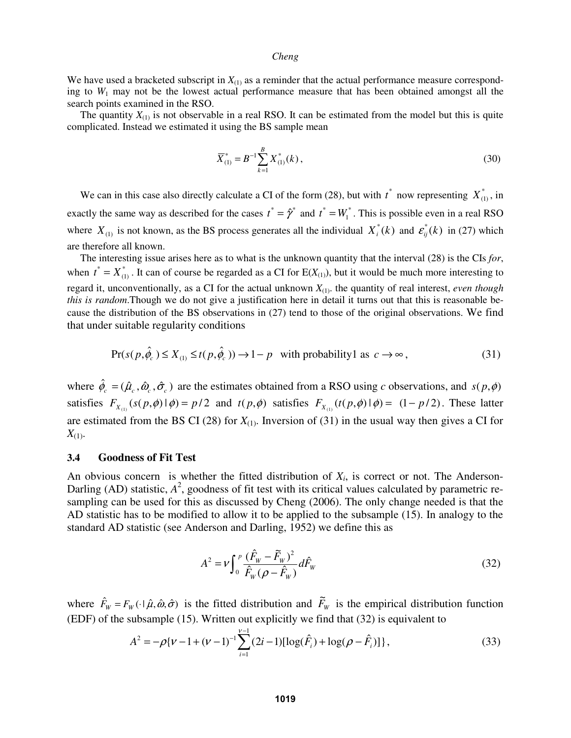We have used a bracketed subscript in $X_{(1)}$ as a reminder that the actual performance measure corresponding to $W_1$ may not be the lowest actual performance measure that has been obtained amongst all the search points examined in the RSO.

The quantity $X_{(1)}$ is not observable in a real RSO. It can be estimated from the model but this is quite complicated. Instead we estimated it using the BS sample mean

$$\overline{X}^*_{(1)} = B^{-1}\sum_{k=1}^{B} X^*_{(1)}(k), \tag{30}$$

We can in this case also directly calculate a CI of the form (28), but with $t^*$ now representing $X^*_{(1)}$, in exactly the same way as described for the cases $t^* = \hat{\gamma}^*$ and $t^* = W^*_1$. This is possible even in a real RSO where $X_{(1)}$ is not known, as the BS process generates all the individual $X^*_i(k)$ and $\varepsilon^*_{ij}(k)$ in (27) which are therefore all known.

The interesting issue arises here as to what is the unknown quantity that the interval (28) is the CIs *for*, when $t^* = X^*_{(1)}$. It can of course be regarded as a CI for E($X_{(1)}$), but it would be much more interesting to regard it, unconventionally, as a CI for the actual unknown $X_{(1)}$. the quantity of real interest, *even though this is random*.Though we do not give a justification here in detail it turns out that this is reasonable because the distribution of the BS observations in (27) tend to those of the original observations. We find that under suitable regularity conditions

$$\Pr(s(p,\hat{\phi}_c) \le X_{(1)} \le t(p,\hat{\phi}_c)) \to 1-p \quad \text{with probability1 as } c \to \infty, \tag{31}$$

where $\hat{\phi}_c = (\hat{\mu}_c, \hat{\omega}_c, \hat{\sigma}_c)$ are the estimates obtained from a RSO using $c$ observations, and $s(p,\phi)$ satisfies $F_{X_{(1)}}(s(p,\phi)\,|\,\phi) = p/2$ and $t(p,\phi)$ satisfies $F_{X_{(1)}}(t(p,\phi)\,|\,\phi) = (1-p/2)$. These latter are estimated from the BS CI (28) for $X_{(1)}$. Inversion of (31) in the usual way then gives a CI for $X_{(1)}$.

### 3.4 Goodness of Fit Test

An obvious concern is whether the fitted distribution of $X_i$, is correct or not. The Anderson-Darling (AD) statistic, $A^2$, goodness of fit test with its critical values calculated by parametric resampling can be used for this as discussed by Cheng (2006). The only change needed is that the AD statistic has to be modified to allow it to be applied to the subsample (15). In analogy to the standard AD statistic (see Anderson and Darling, 1952) we define this as

$$A^2 = \nu \int_0^{p} \frac{(\hat{F}_W - \tilde{F}_W)^2}{\hat{F}_W(\rho - \hat{F}_W)} d\hat{F}_W \tag{32}$$

where $\hat{F}_W = F_W(\cdot\,|\,\hat{\mu},\hat{\omega},\hat{\sigma})$ is the fitted distribution and $\tilde{F}_W$ is the empirical distribution function (EDF) of the subsample (15). Written out explicitly we find that (32) is equivalent to

$$A^2 = -\rho\{\nu - 1 + (\nu-1)^{-1}\sum_{i=1}^{\nu-1}(2i-1)[\log(\hat{F}_i) + \log(\rho - \hat{F}_i)]\}, \tag{33}$$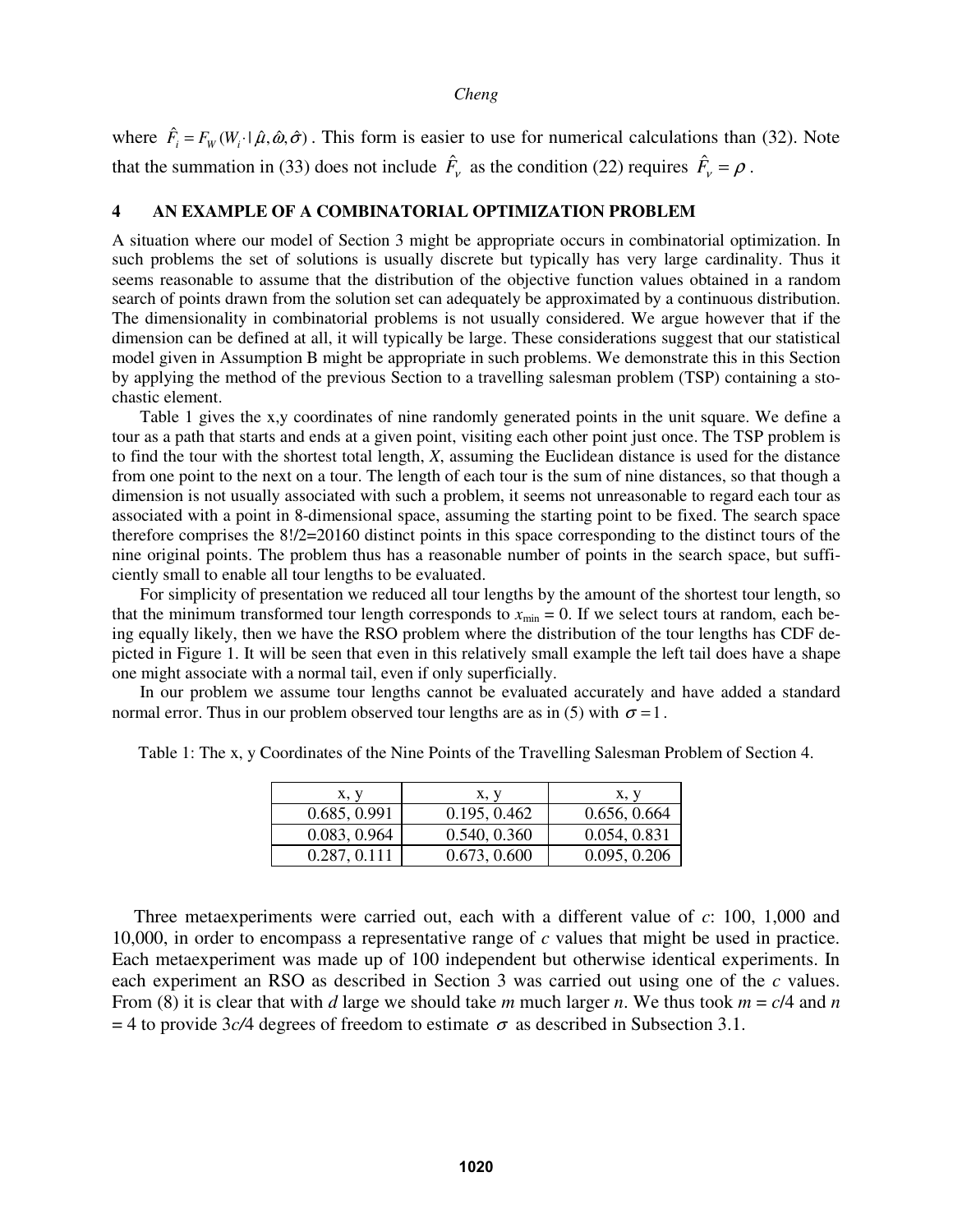where $\hat{F}_i = F_W(W_i \cdot | \hat{\mu}, \hat{\omega}, \hat{\sigma})$. This form is easier to use for numerical calculations than (32). Note that the summation in (33) does not include $\hat{F}_\nu$ as the condition (22) requires $\hat{F}_\nu = \rho$.

## 4 AN EXAMPLE OF A COMBINATORIAL OPTIMIZATION PROBLEM

A situation where our model of Section 3 might be appropriate occurs in combinatorial optimization. In such problems the set of solutions is usually discrete but typically has very large cardinality. Thus it seems reasonable to assume that the distribution of the objective function values obtained in a random search of points drawn from the solution set can adequately be approximated by a continuous distribution. The dimensionality in combinatorial problems is not usually considered. We argue however that if the dimension can be defined at all, it will typically be large. These considerations suggest that our statistical model given in Assumption B might be appropriate in such problems. We demonstrate this in this Section by applying the method of the previous Section to a travelling salesman problem (TSP) containing a stochastic element.

Table 1 gives the x,y coordinates of nine randomly generated points in the unit square. We define a tour as a path that starts and ends at a given point, visiting each other point just once. The TSP problem is to find the tour with the shortest total length, $X$, assuming the Euclidean distance is used for the distance from one point to the next on a tour. The length of each tour is the sum of nine distances, so that though a dimension is not usually associated with such a problem, it seems not unreasonable to regard each tour as associated with a point in 8-dimensional space, assuming the starting point to be fixed. The search space therefore comprises the 8!/2=20160 distinct points in this space corresponding to the distinct tours of the nine original points. The problem thus has a reasonable number of points in the search space, but sufficiently small to enable all tour lengths to be evaluated.

For simplicity of presentation we reduced all tour lengths by the amount of the shortest tour length, so that the minimum transformed tour length corresponds to $x_{\min} = 0$. If we select tours at random, each being equally likely, then we have the RSO problem where the distribution of the tour lengths has CDF depicted in Figure 1. It will be seen that even in this relatively small example the left tail does have a shape one might associate with a normal tail, even if only superficially.

In our problem we assume tour lengths cannot be evaluated accurately and have added a standard normal error. Thus in our problem observed tour lengths are as in (5) with $\sigma = 1$.

Table 1: The x, y Coordinates of the Nine Points of the Travelling Salesman Problem of Section 4.

| x, y | x, y | x, y |
|---|---|---|
| 0.685, 0.991 | 0.195, 0.462 | 0.656, 0.664 |
| 0.083, 0.964 | 0.540, 0.360 | 0.054, 0.831 |
| 0.287, 0.111 | 0.673, 0.600 | 0.095, 0.206 |

Three metaexperiments were carried out, each with a different value of $c$: 100, 1,000 and 10,000, in order to encompass a representative range of $c$ values that might be used in practice. Each metaexperiment was made up of 100 independent but otherwise identical experiments. In each experiment an RSO as described in Section 3 was carried out using one of the $c$ values. From (8) it is clear that with $d$ large we should take $m$ much larger $n$. We thus took $m = c/4$ and $n = 4$ to provide $3c/4$ degrees of freedom to estimate $\sigma$ as described in Subsection 3.1.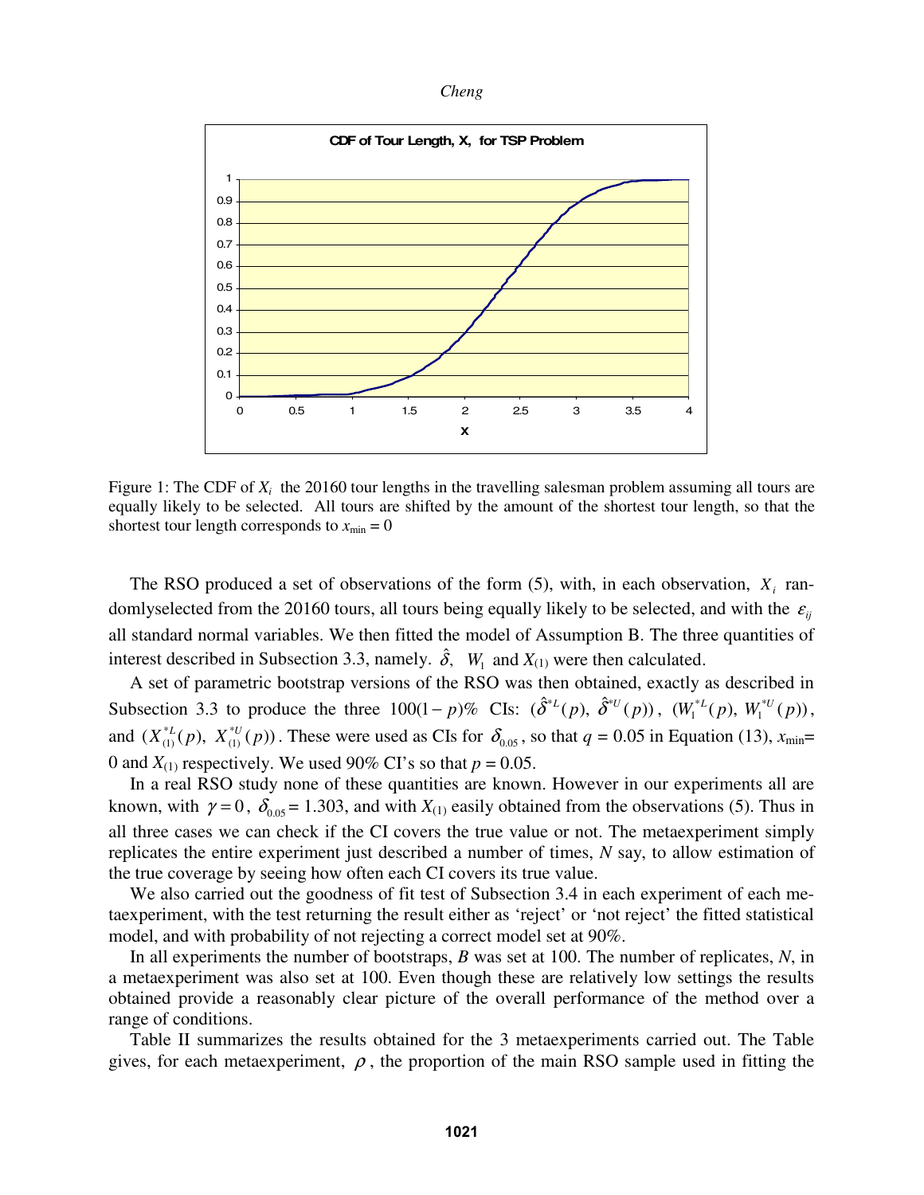Figure 1: The CDF of $X_i$ the 20160 tour lengths in the travelling salesman problem assuming all tours are equally likely to be selected. All tours are shifted by the amount of the shortest tour length, so that the shortest tour length corresponds to $x_{\min} = 0$

The RSO produced a set of observations of the form (5), with, in each observation, $X_i$ randomlyselected from the 20160 tours, all tours being equally likely to be selected, and with the $\varepsilon_{ij}$ all standard normal variables. We then fitted the model of Assumption B. The three quantities of interest described in Subsection 3.3, namely. $\hat{\delta}$, $W_1$ and $X_{(1)}$ were then calculated.

A set of parametric bootstrap versions of the RSO was then obtained, exactly as described in Subsection 3.3 to produce the three $100(1-p)\%$ CIs: $(\hat{\delta}^{*L}(p),\ \hat{\delta}^{*U}(p))$, $(W_1^{*L}(p),\ W_1^{*U}(p))$, and $(X_{(1)}^{*L}(p),\ X_{(1)}^{*U}(p))$. These were used as CIs for $\delta_{0.05}$, so that $q = 0.05$ in Equation (13), $x_{\min}$= 0 and $X_{(1)}$ respectively. We used 90% CI's so that $p = 0.05$.

In a real RSO study none of these quantities are known. However in our experiments all are known, with $\gamma = 0$, $\delta_{0.05}$ = 1.303, and with $X_{(1)}$ easily obtained from the observations (5). Thus in all three cases we can check if the CI covers the true value or not. The metaexperiment simply replicates the entire experiment just described a number of times, $N$ say, to allow estimation of the true coverage by seeing how often each CI covers its true value.

We also carried out the goodness of fit test of Subsection 3.4 in each experiment of each metaexperiment, with the test returning the result either as 'reject' or 'not reject' the fitted statistical model, and with probability of not rejecting a correct model set at 90%.

In all experiments the number of bootstraps, $B$ was set at 100. The number of replicates, $N$, in a metaexperiment was also set at 100. Even though these are relatively low settings the results obtained provide a reasonably clear picture of the overall performance of the method over a range of conditions.

Table II summarizes the results obtained for the 3 metaexperiments carried out. The Table gives, for each metaexperiment, $\rho$, the proportion of the main RSO sample used in fitting the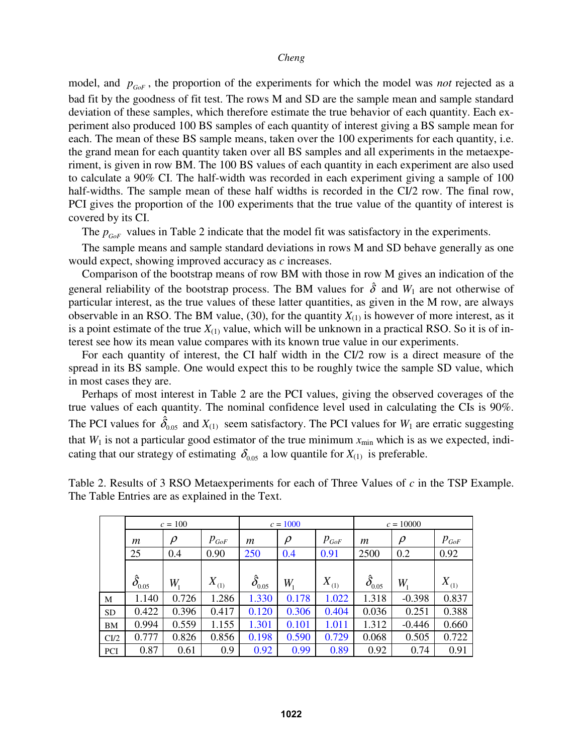model, and $p_{GoF}$, the proportion of the experiments for which the model was *not* rejected as a bad fit by the goodness of fit test. The rows M and SD are the sample mean and sample standard deviation of these samples, which therefore estimate the true behavior of each quantity. Each experiment also produced 100 BS samples of each quantity of interest giving a BS sample mean for each. The mean of these BS sample means, taken over the 100 experiments for each quantity, i.e. the grand mean for each quantity taken over all BS samples and all experiments in the metaexperiment, is given in row BM. The 100 BS values of each quantity in each experiment are also used to calculate a 90% CI. The half-width was recorded in each experiment giving a sample of 100 half-widths. The sample mean of these half widths is recorded in the CI/2 row. The final row, PCI gives the proportion of the 100 experiments that the true value of the quantity of interest is covered by its CI.

The $p_{GoF}$ values in Table 2 indicate that the model fit was satisfactory in the experiments.

The sample means and sample standard deviations in rows M and SD behave generally as one would expect, showing improved accuracy as $c$ increases.

Comparison of the bootstrap means of row BM with those in row M gives an indication of the general reliability of the bootstrap process. The BM values for $\hat{\delta}$ and $W_1$ are not otherwise of particular interest, as the true values of these latter quantities, as given in the M row, are always observable in an RSO. The BM value, (30), for the quantity $X_{(1)}$ is however of more interest, as it is a point estimate of the true $X_{(1)}$ value, which will be unknown in a practical RSO. So it is of interest see how its mean value compares with its known true value in our experiments.

For each quantity of interest, the CI half width in the CI/2 row is a direct measure of the spread in its BS sample. One would expect this to be roughly twice the sample SD value, which in most cases they are.

Perhaps of most interest in Table 2 are the PCI values, giving the observed coverages of the true values of each quantity. The nominal confidence level used in calculating the CIs is 90%. The PCI values for $\hat{\delta}_{0.05}$ and $X_{(1)}$ seem satisfactory. The PCI values for $W_1$ are erratic suggesting that $W_1$ is not a particular good estimator of the true minimum $x_{\min}$ which is as we expected, indicating that our strategy of estimating $\delta_{0.05}$ a low quantile for $X_{(1)}$ is preferable.

Table 2. Results of 3 RSO Metaexperiments for each of Three Values of $c$ in the TSP Example. The Table Entries are as explained in the Text.

| | $c$ = 100 | | | $c$ = 1000 | | | $c$ = 10000 | | |
|---|---|---|---|---|---|---|---|---|---|
| | $m$ | $\rho$ | $p_{GoF}$ | $m$ | $\rho$ | $p_{GoF}$ | $m$ | $\rho$ | $p_{GoF}$ |
| | 25 | 0.4 | 0.90 | 250 | 0.4 | 0.91 | 2500 | 0.2 | 0.92 |
| | $\hat{\delta}_{0.05}$ | $W_1$ | $X_{(1)}$ | $\hat{\delta}_{0.05}$ | $W_1$ | $X_{(1)}$ | $\hat{\delta}_{0.05}$ | $W_1$ | $X_{(1)}$ |
| M | 1.140 | 0.726 | 1.286 | 1.330 | 0.178 | 1.022 | 1.318 | -0.398 | 0.837 |
| SD | 0.422 | 0.396 | 0.417 | 0.120 | 0.306 | 0.404 | 0.036 | 0.251 | 0.388 |
| BM | 0.994 | 0.559 | 1.155 | 1.301 | 0.101 | 1.011 | 1.312 | -0.446 | 0.660 |
| CI/2 | 0.777 | 0.826 | 0.856 | 0.198 | 0.590 | 0.729 | 0.068 | 0.505 | 0.722 |
| PCI | 0.87 | 0.61 | 0.9 | 0.92 | 0.99 | 0.89 | 0.92 | 0.74 | 0.91 |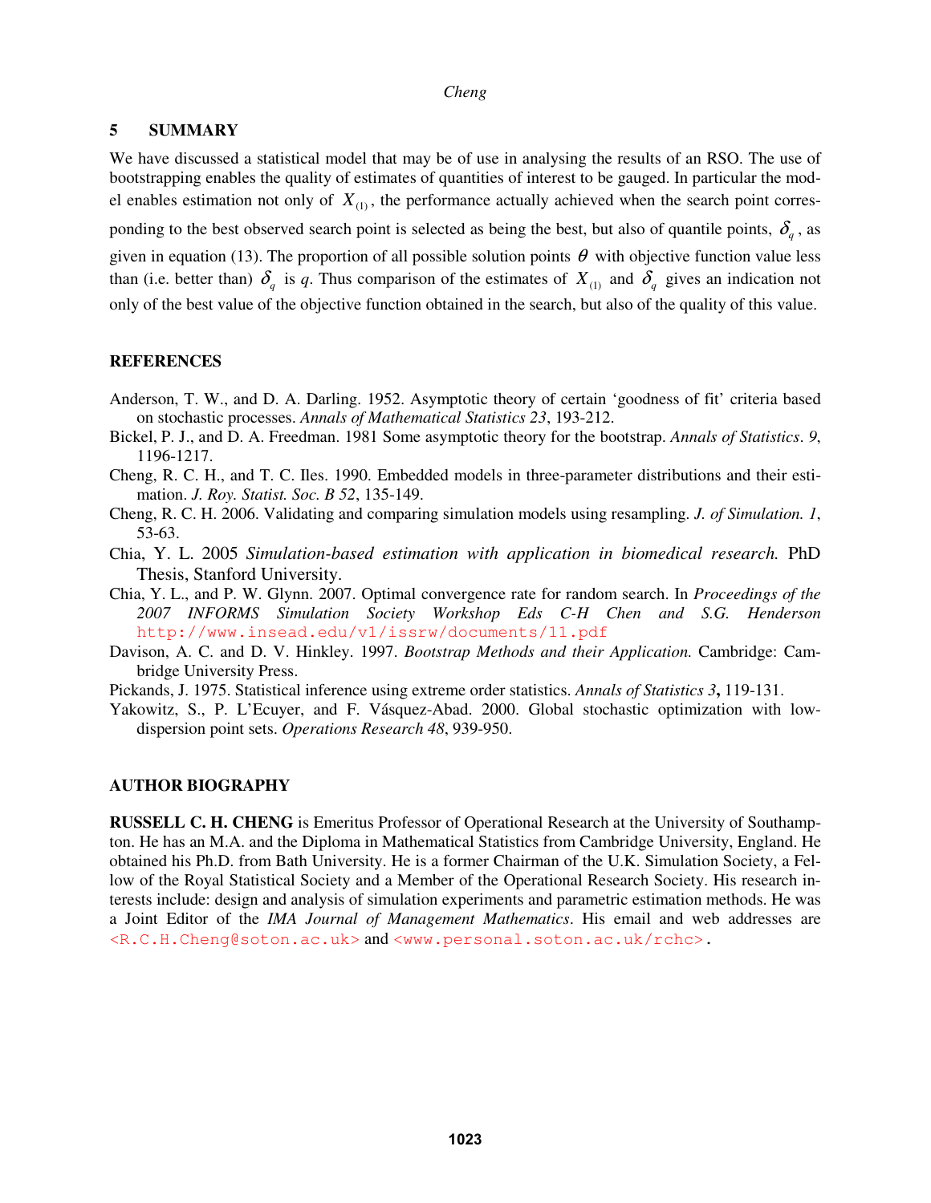## 5 SUMMARY

We have discussed a statistical model that may be of use in analysing the results of an RSO. The use of bootstrapping enables the quality of estimates of quantities of interest to be gauged. In particular the model enables estimation not only of $X_{(1)}$, the performance actually achieved when the search point corresponding to the best observed search point is selected as being the best, but also of quantile points, $\delta_q$, as given in equation (13). The proportion of all possible solution points $\theta$ with objective function value less than (i.e. better than) $\delta_q$ is *q*. Thus comparison of the estimates of $X_{(1)}$ and $\delta_q$ gives an indication not only of the best value of the objective function obtained in the search, but also of the quality of this value.

## REFERENCES

Anderson, T. W., and D. A. Darling. 1952. Asymptotic theory of certain 'goodness of fit' criteria based on stochastic processes. *Annals of Mathematical Statistics 23*, 193-212.

Bickel, P. J., and D. A. Freedman. 1981 Some asymptotic theory for the bootstrap. *Annals of Statistics*. *9*, 1196-1217.

Cheng, R. C. H., and T. C. Iles. 1990. Embedded models in three-parameter distributions and their estimation. *J. Roy. Statist. Soc. B 52*, 135-149.

Cheng, R. C. H. 2006. Validating and comparing simulation models using resampling. *J. of Simulation. 1*, 53-63.

Chia, Y. L. 2005 *Simulation-based estimation with application in biomedical research.* PhD Thesis, Stanford University.

Chia, Y. L., and P. W. Glynn. 2007. Optimal convergence rate for random search. In *Proceedings of the 2007 INFORMS Simulation Society Workshop Eds C-H Chen and S.G. Henderson* http://www.insead.edu/v1/issrw/documents/11.pdf

Davison, A. C. and D. V. Hinkley. 1997. *Bootstrap Methods and their Application.* Cambridge: Cambridge University Press.

Pickands, J. 1975. Statistical inference using extreme order statistics. *Annals of Statistics 3*, 119-131.

Yakowitz, S., P. L'Ecuyer, and F. Vásquez-Abad. 2000. Global stochastic optimization with low-dispersion point sets. *Operations Research 48*, 939-950.

## AUTHOR BIOGRAPHY

**RUSSELL C. H. CHENG** is Emeritus Professor of Operational Research at the University of Southampton. He has an M.A. and the Diploma in Mathematical Statistics from Cambridge University, England. He obtained his Ph.D. from Bath University. He is a former Chairman of the U.K. Simulation Society, a Fellow of the Royal Statistical Society and a Member of the Operational Research Society. His research interests include: design and analysis of simulation experiments and parametric estimation methods. He was a Joint Editor of the *IMA Journal of Management Mathematics*. His email and web addresses are <R.C.H.Cheng@soton.ac.uk> and <www.personal.soton.ac.uk/rchc>.